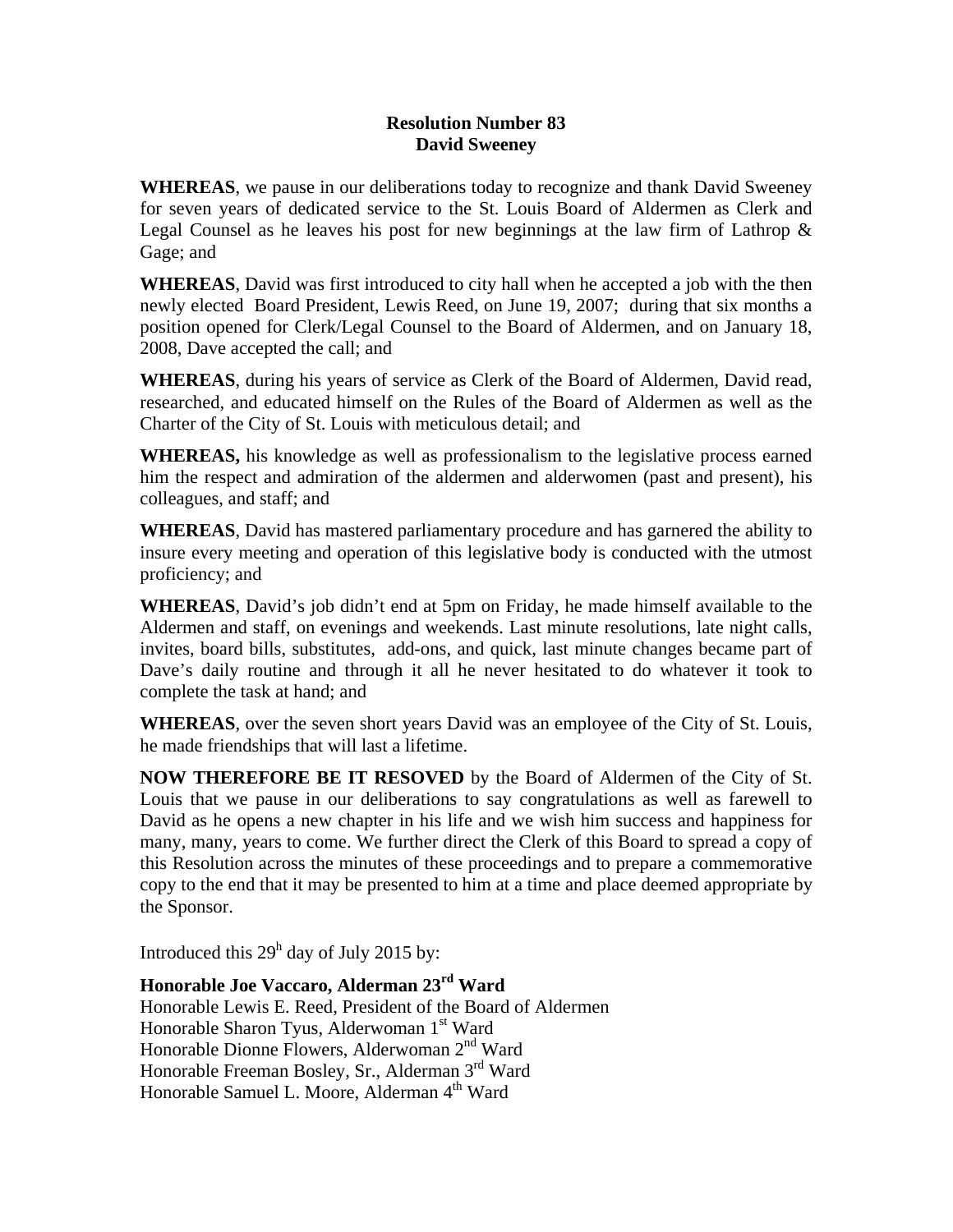**Resolution Number 83**
**David Sweeney**

**WHEREAS**, we pause in our deliberations today to recognize and thank David Sweeney for seven years of dedicated service to the St. Louis Board of Aldermen as Clerk and Legal Counsel as he leaves his post for new beginnings at the law firm of Lathrop & Gage; and

**WHEREAS**, David was first introduced to city hall when he accepted a job with the then newly elected Board President, Lewis Reed, on June 19, 2007; during that six months a position opened for Clerk/Legal Counsel to the Board of Aldermen, and on January 18, 2008, Dave accepted the call; and

**WHEREAS**, during his years of service as Clerk of the Board of Aldermen, David read, researched, and educated himself on the Rules of the Board of Aldermen as well as the Charter of the City of St. Louis with meticulous detail; and

**WHEREAS,** his knowledge as well as professionalism to the legislative process earned him the respect and admiration of the aldermen and alderwomen (past and present), his colleagues, and staff; and

**WHEREAS**, David has mastered parliamentary procedure and has garnered the ability to insure every meeting and operation of this legislative body is conducted with the utmost proficiency; and

**WHEREAS**, David's job didn't end at 5pm on Friday, he made himself available to the Aldermen and staff, on evenings and weekends. Last minute resolutions, late night calls, invites, board bills, substitutes, add-ons, and quick, last minute changes became part of Dave's daily routine and through it all he never hesitated to do whatever it took to complete the task at hand; and

**WHEREAS**, over the seven short years David was an employee of the City of St. Louis, he made friendships that will last a lifetime.

**NOW THEREFORE BE IT RESOVED** by the Board of Aldermen of the City of St. Louis that we pause in our deliberations to say congratulations as well as farewell to David as he opens a new chapter in his life and we wish him success and happiness for many, many, years to come. We further direct the Clerk of this Board to spread a copy of this Resolution across the minutes of these proceedings and to prepare a commemorative copy to the end that it may be presented to him at a time and place deemed appropriate by the Sponsor.

Introduced this 29h day of July 2015 by:

**Honorable Joe Vaccaro, Alderman 23rd Ward**
Honorable Lewis E. Reed, President of the Board of Aldermen
Honorable Sharon Tyus, Alderwoman 1st Ward
Honorable Dionne Flowers, Alderwoman 2nd Ward
Honorable Freeman Bosley, Sr., Alderman 3rd Ward
Honorable Samuel L. Moore, Alderman 4th Ward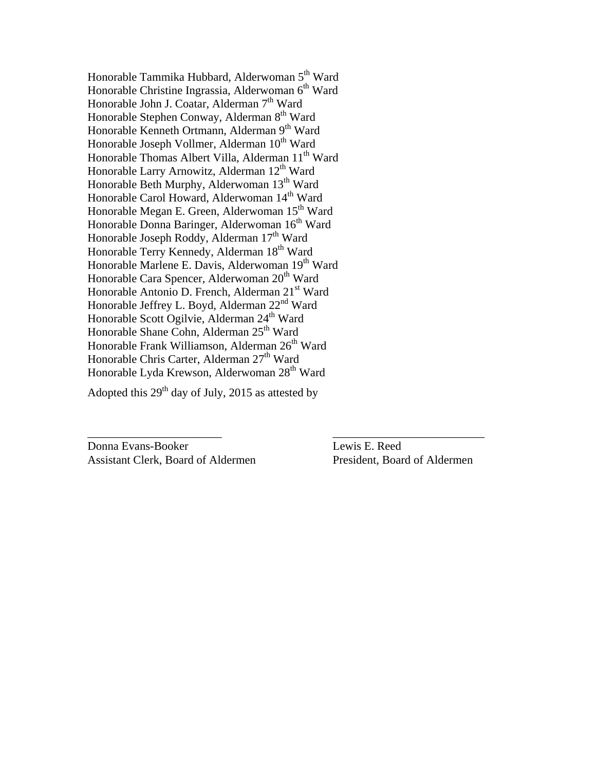Honorable Tammika Hubbard, Alderwoman 5th Ward  
Honorable Christine Ingrassia, Alderwoman 6th Ward  
Honorable John J. Coatar, Alderman 7th Ward  
Honorable Stephen Conway, Alderman 8th Ward  
Honorable Kenneth Ortmann, Alderman 9th Ward  
Honorable Joseph Vollmer, Alderman 10th Ward  
Honorable Thomas Albert Villa, Alderman 11th Ward  
Honorable Larry Arnowitz, Alderman 12th Ward  
Honorable Beth Murphy, Alderwoman 13th Ward  
Honorable Carol Howard, Alderwoman 14th Ward  
Honorable Megan E. Green, Alderwoman 15th Ward  
Honorable Donna Baringer, Alderwoman 16th Ward  
Honorable Joseph Roddy, Alderman 17th Ward  
Honorable Terry Kennedy, Alderman 18th Ward  
Honorable Marlene E. Davis, Alderwoman 19th Ward  
Honorable Cara Spencer, Alderwoman 20th Ward  
Honorable Antonio D. French, Alderman 21st Ward  
Honorable Jeffrey L. Boyd, Alderman 22nd Ward  
Honorable Scott Ogilvie, Alderman 24th Ward  
Honorable Shane Cohn, Alderman 25th Ward  
Honorable Frank Williamson, Alderman 26th Ward  
Honorable Chris Carter, Alderman 27th Ward  
Honorable Lyda Krewson, Alderwoman 28th Ward

Adopted this 29th day of July, 2015 as attested by

_______________________  
Donna Evans-Booker  
Assistant Clerk, Board of Aldermen

__________________________  
Lewis E. Reed  
President, Board of Aldermen